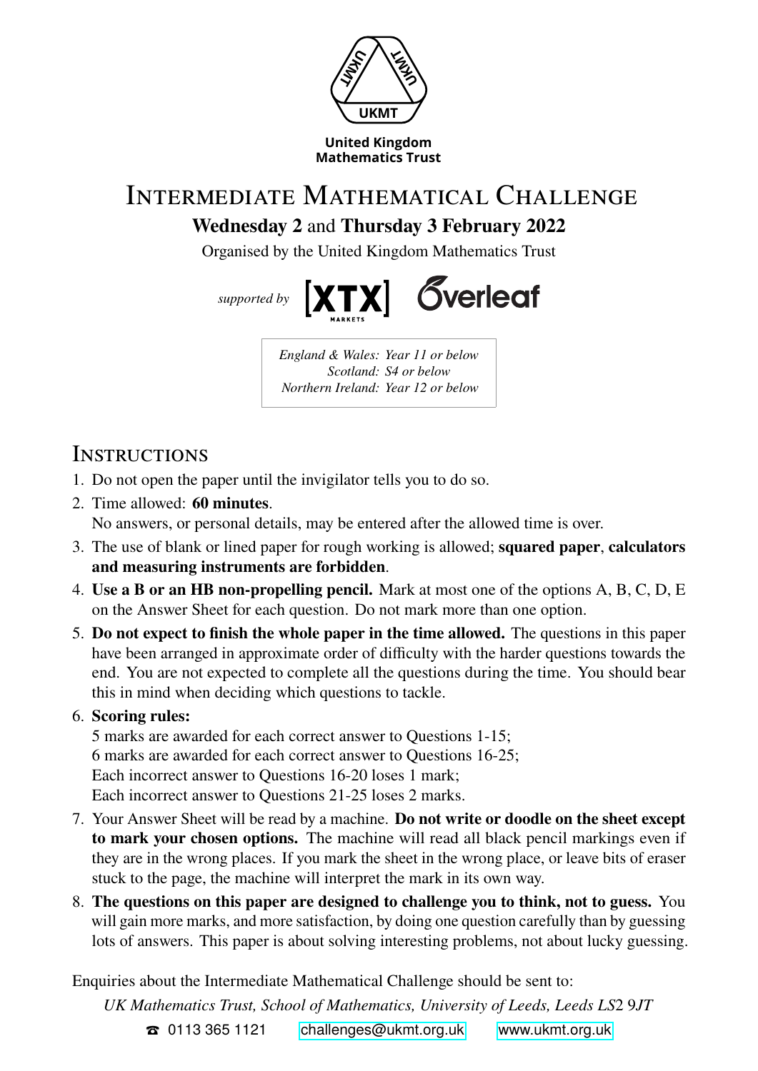UKMT

**United Kingdom Mathematics Trust**

# Intermediate Mathematical Challenge

**Wednesday 2** and **Thursday 3 February 2022**

Organised by the United Kingdom Mathematics Trust

*supported by* XTX Markets Overleaf

*England & Wales: Year 11 or below*
*Scotland: S4 or below*
*Northern Ireland: Year 12 or below*

## Instructions

1. Do not open the paper until the invigilator tells you to do so.
2. Time allowed: **60 minutes**.
   No answers, or personal details, may be entered after the allowed time is over.
3. The use of blank or lined paper for rough working is allowed; **squared paper**, **calculators and measuring instruments are forbidden**.
4. **Use a B or an HB non-propelling pencil.** Mark at most one of the options A, B, C, D, E on the Answer Sheet for each question. Do not mark more than one option.
5. **Do not expect to finish the whole paper in the time allowed.** The questions in this paper have been arranged in approximate order of difficulty with the harder questions towards the end. You are not expected to complete all the questions during the time. You should bear this in mind when deciding which questions to tackle.
6. **Scoring rules:**
   5 marks are awarded for each correct answer to Questions 1-15;
   6 marks are awarded for each correct answer to Questions 16-25;
   Each incorrect answer to Questions 16-20 loses 1 mark;
   Each incorrect answer to Questions 21-25 loses 2 marks.
7. Your Answer Sheet will be read by a machine. **Do not write or doodle on the sheet except to mark your chosen options.** The machine will read all black pencil markings even if they are in the wrong places. If you mark the sheet in the wrong place, or leave bits of eraser stuck to the page, the machine will interpret the mark in its own way.
8. **The questions on this paper are designed to challenge you to think, not to guess.** You will gain more marks, and more satisfaction, by doing one question carefully than by guessing lots of answers. This paper is about solving interesting problems, not about lucky guessing.

Enquiries about the Intermediate Mathematical Challenge should be sent to:

*UK Mathematics Trust, School of Mathematics, University of Leeds, Leeds LS2 9JT*

☎ 0113 365 1121   challenges@ukmt.org.uk   www.ukmt.org.uk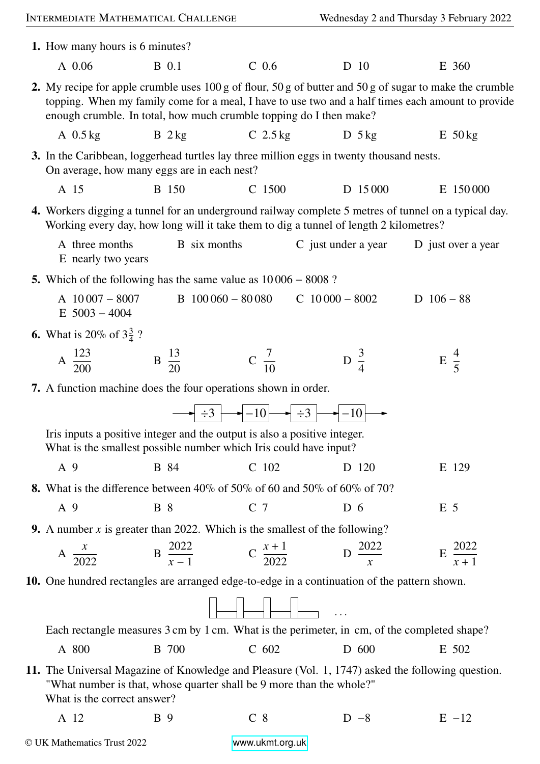**1.** How many hours is 6 minutes?

A 0.06 B 0.1 C 0.6 D 10 E 360

**2.** My recipe for apple crumble uses 100 g of flour, 50 g of butter and 50 g of sugar to make the crumble topping. When my family come for a meal, I have to use two and a half times each amount to provide enough crumble. In total, how much crumble topping do I then make?

A 0.5 kg B 2 kg C 2.5 kg D 5 kg E 50 kg

**3.** In the Caribbean, loggerhead turtles lay three million eggs in twenty thousand nests. On average, how many eggs are in each nest?

A 15 B 150 C 1500 D 15 000 E 150 000

**4.** Workers digging a tunnel for an underground railway complete 5 metres of tunnel on a typical day. Working every day, how long will it take them to dig a tunnel of length 2 kilometres?

A three months B six months C just under a year D just over a year E nearly two years

**5.** Which of the following has the same value as $10\,006 - 8008$ ?

A $10\,007 - 8007$ B $100\,060 - 80\,080$ C $10\,000 - 8002$ D $106 - 88$ E $5003 - 4004$

**6.** What is 20% of $3\frac{3}{4}$ ?

A $\frac{123}{200}$ B $\frac{13}{20}$ C $\frac{7}{10}$ D $\frac{3}{4}$ E $\frac{4}{5}$

**7.** A function machine does the four operations shown in order.

$\rightarrow \boxed{\div 3} \rightarrow \boxed{-10} \rightarrow \boxed{\div 3} \rightarrow \boxed{-10} \rightarrow$

Iris inputs a positive integer and the output is also a positive integer. What is the smallest possible number which Iris could have input?

A 9 B 84 C 102 D 120 E 129

**8.** What is the difference between 40% of 50% of 60 and 50% of 60% of 70?

A 9 B 8 C 7 D 6 E 5

**9.** A number $x$ is greater than 2022. Which is the smallest of the following?

A $\frac{x}{2022}$ B $\frac{2022}{x-1}$ C $\frac{x+1}{2022}$ D $\frac{2022}{x}$ E $\frac{2022}{x+1}$

**10.** One hundred rectangles are arranged edge-to-edge in a continuation of the pattern shown.

Each rectangle measures 3 cm by 1 cm. What is the perimeter, in cm, of the completed shape?

A 800 B 700 C 602 D 600 E 502

**11.** The Universal Magazine of Knowledge and Pleasure (Vol. 1, 1747) asked the following question. "What number is that, whose quarter shall be 9 more than the whole?" What is the correct answer?

A 12 B 9 C 8 D −8 E −12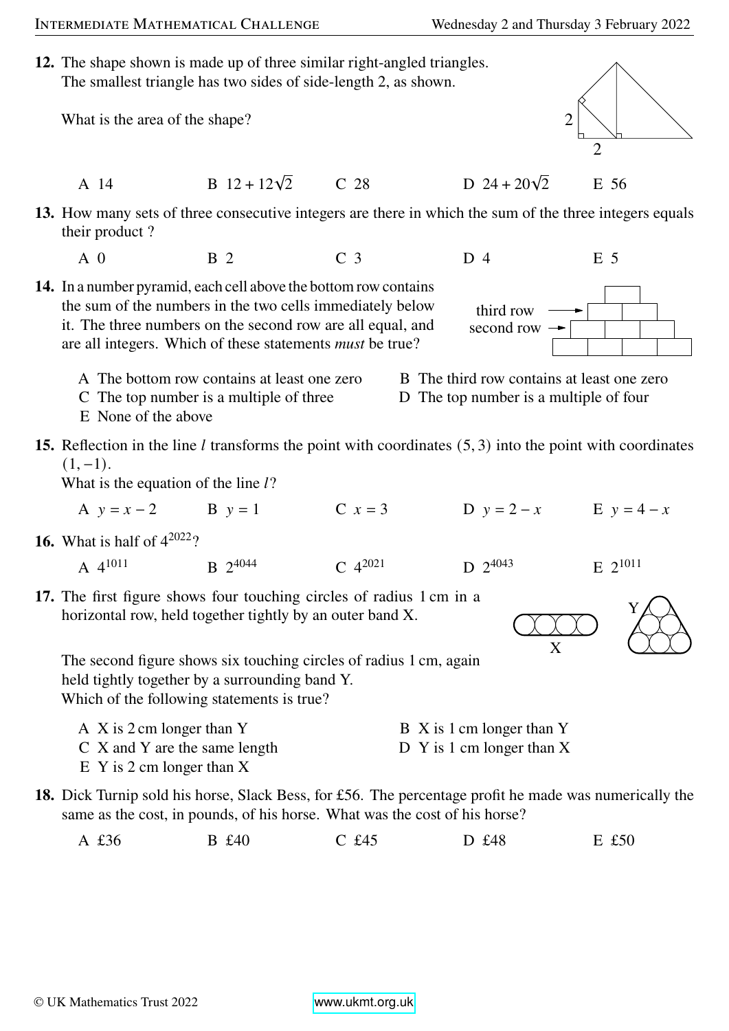**12.** The shape shown is made up of three similar right-angled triangles. The smallest triangle has two sides of side-length 2, as shown.

What is the area of the shape?

A 14  B $12 + 12\sqrt{2}$  C 28  D $24 + 20\sqrt{2}$  E 56

**13.** How many sets of three consecutive integers are there in which the sum of the three integers equals their product ?

A 0  B 2  C 3  D 4  E 5

**14.** In a number pyramid, each cell above the bottom row contains the sum of the numbers in the two cells immediately below it. The three numbers on the second row are all equal, and are all integers. Which of these statements *must* be true?

third row

second row

A The bottom row contains at least one zero
B The third row contains at least one zero
C The top number is a multiple of three
D The top number is a multiple of four
E None of the above

**15.** Reflection in the line $l$ transforms the point with coordinates $(5, 3)$ into the point with coordinates $(1, -1)$.
What is the equation of the line $l$?

A $y = x - 2$  B $y = 1$  C $x = 3$  D $y = 2 - x$  E $y = 4 - x$

**16.** What is half of $4^{2022}$?

A $4^{1011}$  B $2^{4044}$  C $4^{2021}$  D $2^{4043}$  E $2^{1011}$

**17.** The first figure shows four touching circles of radius 1 cm in a horizontal row, held together tightly by an outer band X.

The second figure shows six touching circles of radius 1 cm, again held tightly together by a surrounding band Y.
Which of the following statements is true?

A X is 2 cm longer than Y
B X is 1 cm longer than Y
C X and Y are the same length
D Y is 1 cm longer than X
E Y is 2 cm longer than X

**18.** Dick Turnip sold his horse, Slack Bess, for £56. The percentage profit he made was numerically the same as the cost, in pounds, of his horse. What was the cost of his horse?

A £36  B £40  C £45  D £48  E £50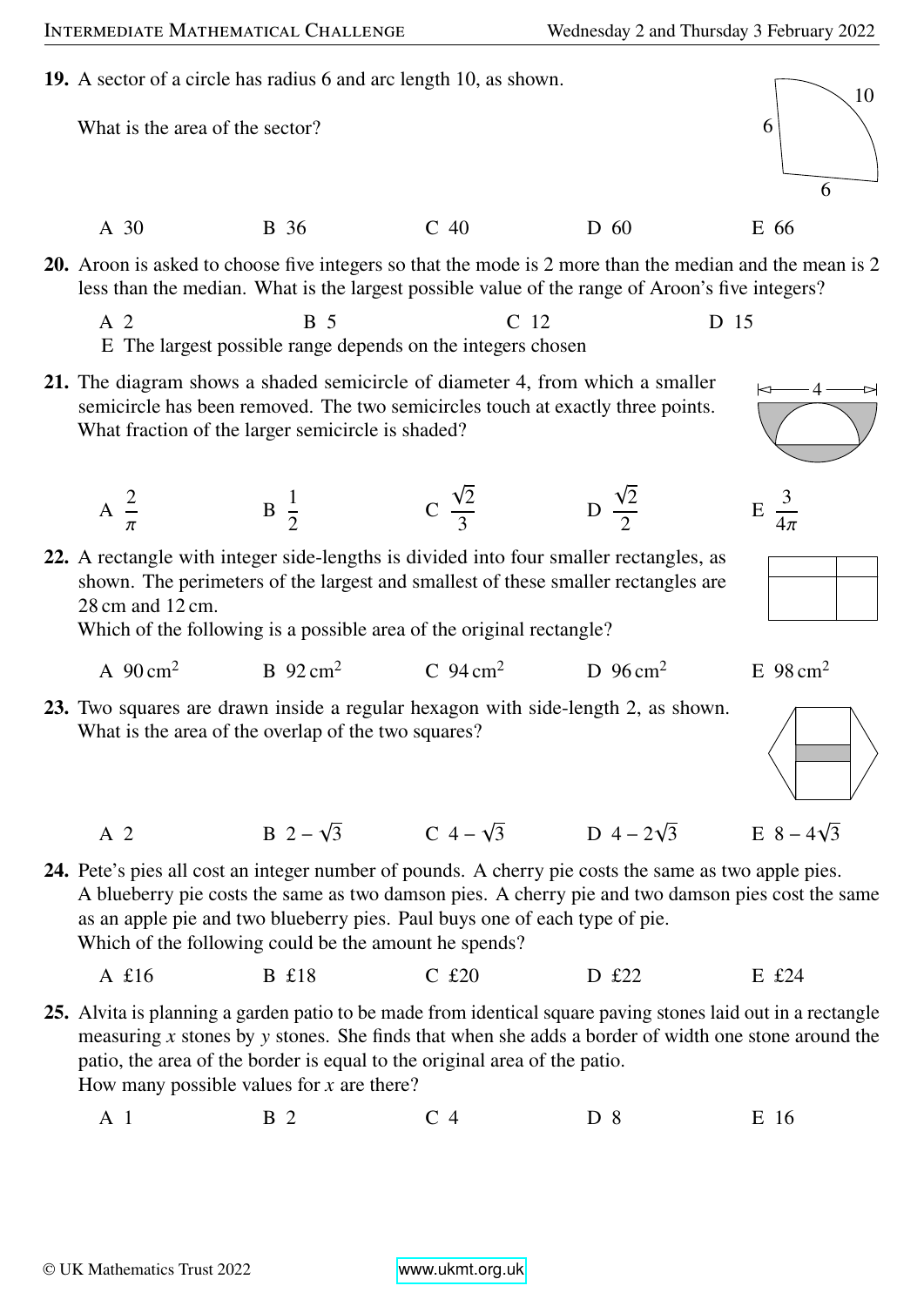**19.** A sector of a circle has radius 6 and arc length 10, as shown.

What is the area of the sector?

6

10

6

A 30 B 36 C 40 D 60 E 66

**20.** Aroon is asked to choose five integers so that the mode is 2 more than the median and the mean is 2 less than the median. What is the largest possible value of the range of Aroon's five integers?

A 2 B 5 C 12 D 15
E The largest possible range depends on the integers chosen

**21.** The diagram shows a shaded semicircle of diameter 4, from which a smaller semicircle has been removed. The two semicircles touch at exactly three points. What fraction of the larger semicircle is shaded?

4

A $\frac{2}{\pi}$ B $\frac{1}{2}$ C $\frac{\sqrt{2}}{3}$ D $\frac{\sqrt{2}}{2}$ E $\frac{3}{4\pi}$

**22.** A rectangle with integer side-lengths is divided into four smaller rectangles, as shown. The perimeters of the largest and smallest of these smaller rectangles are 28 cm and 12 cm.
Which of the following is a possible area of the original rectangle?

A $90\,\text{cm}^2$ B $92\,\text{cm}^2$ C $94\,\text{cm}^2$ D $96\,\text{cm}^2$ E $98\,\text{cm}^2$

**23.** Two squares are drawn inside a regular hexagon with side-length 2, as shown. What is the area of the overlap of the two squares?

A 2 B $2 - \sqrt{3}$ C $4 - \sqrt{3}$ D $4 - 2\sqrt{3}$ E $8 - 4\sqrt{3}$

**24.** Pete's pies all cost an integer number of pounds. A cherry pie costs the same as two apple pies. A blueberry pie costs the same as two damson pies. A cherry pie and two damson pies cost the same as an apple pie and two blueberry pies. Paul buys one of each type of pie.
Which of the following could be the amount he spends?

A £16 B £18 C £20 D £22 E £24

**25.** Alvita is planning a garden patio to be made from identical square paving stones laid out in a rectangle measuring $x$ stones by $y$ stones. She finds that when she adds a border of width one stone around the patio, the area of the border is equal to the original area of the patio.
How many possible values for $x$ are there?

A 1 B 2 C 4 D 8 E 16